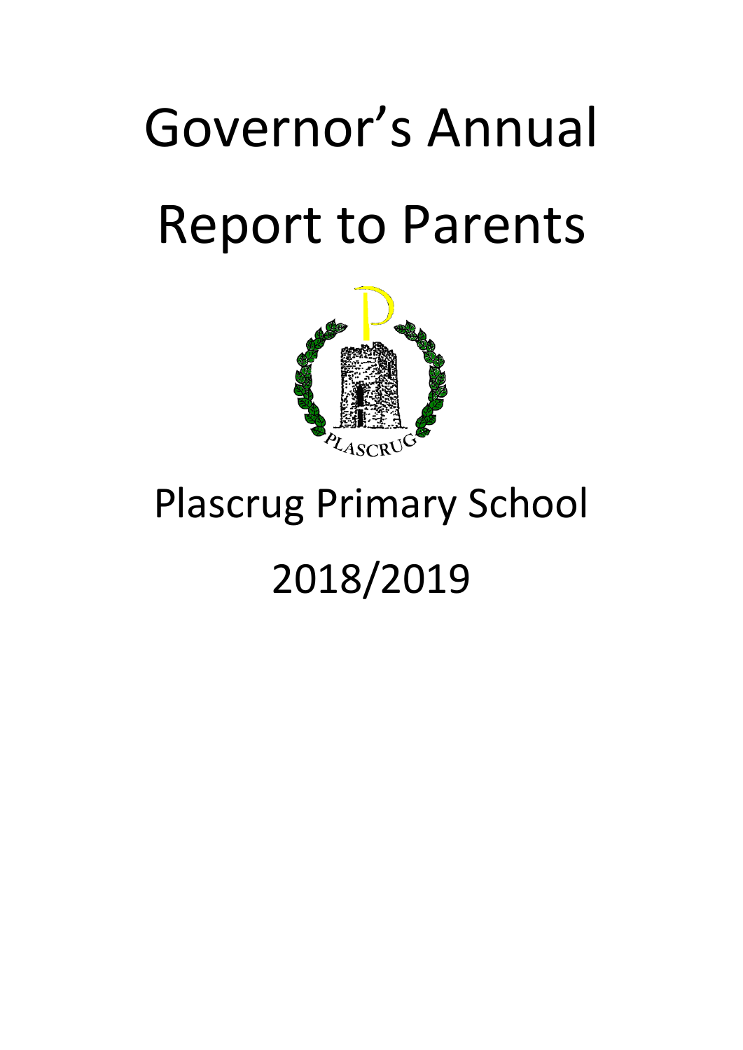# Governor's Annual Report to Parents

Plascrug Primary School

2018/2019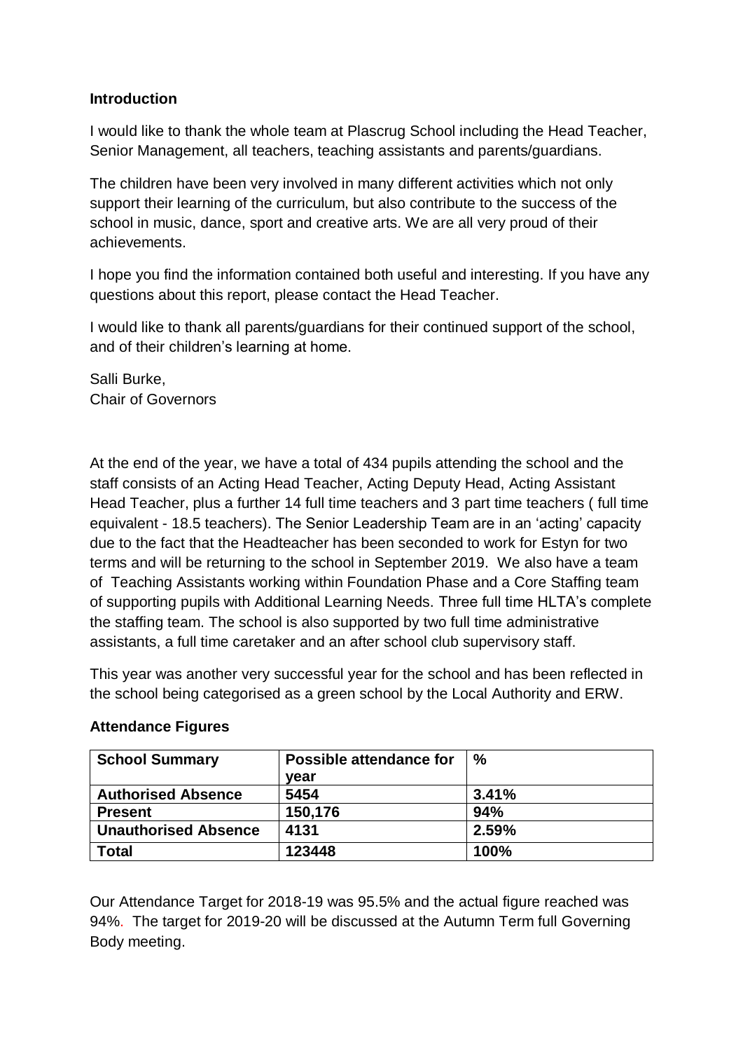### Introduction

I would like to thank the whole team at Plascrug School including the Head Teacher, Senior Management, all teachers, teaching assistants and parents/guardians.

The children have been very involved in many different activities which not only support their learning of the curriculum, but also contribute to the success of the school in music, dance, sport and creative arts. We are all very proud of their achievements.

I hope you find the information contained both useful and interesting. If you have any questions about this report, please contact the Head Teacher.

I would like to thank all parents/guardians for their continued support of the school, and of their children's learning at home.

Salli Burke,
Chair of Governors

At the end of the year, we have a total of 434 pupils attending the school and the staff consists of an Acting Head Teacher, Acting Deputy Head, Acting Assistant Head Teacher, plus a further 14 full time teachers and 3 part time teachers ( full time equivalent - 18.5 teachers). The Senior Leadership Team are in an 'acting' capacity due to the fact that the Headteacher has been seconded to work for Estyn for two terms and will be returning to the school in September 2019. We also have a team of Teaching Assistants working within Foundation Phase and a Core Staffing team of supporting pupils with Additional Learning Needs. Three full time HLTA's complete the staffing team. The school is also supported by two full time administrative assistants, a full time caretaker and an after school club supervisory staff.

This year was another very successful year for the school and has been reflected in the school being categorised as a green school by the Local Authority and ERW.

### Attendance Figures

| School Summary | Possible attendance for year | % |
|---|---|---|
| **Authorised Absence** | **5454** | **3.41%** |
| **Present** | **150,176** | **94%** |
| **Unauthorised Absence** | **4131** | **2.59%** |
| **Total** | **123448** | **100%** |

Our Attendance Target for 2018-19 was 95.5% and the actual figure reached was 94%. The target for 2019-20 will be discussed at the Autumn Term full Governing Body meeting.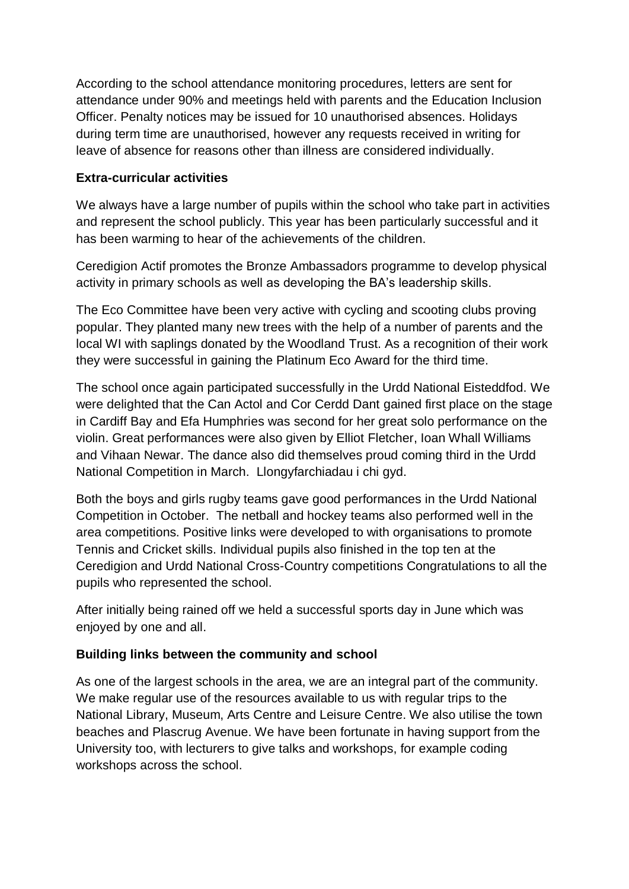According to the school attendance monitoring procedures, letters are sent for attendance under 90% and meetings held with parents and the Education Inclusion Officer. Penalty notices may be issued for 10 unauthorised absences. Holidays during term time are unauthorised, however any requests received in writing for leave of absence for reasons other than illness are considered individually.

**Extra-curricular activities**

We always have a large number of pupils within the school who take part in activities and represent the school publicly. This year has been particularly successful and it has been warming to hear of the achievements of the children.

Ceredigion Actif promotes the Bronze Ambassadors programme to develop physical activity in primary schools as well as developing the BA's leadership skills.

The Eco Committee have been very active with cycling and scooting clubs proving popular. They planted many new trees with the help of a number of parents and the local WI with saplings donated by the Woodland Trust. As a recognition of their work they were successful in gaining the Platinum Eco Award for the third time.

The school once again participated successfully in the Urdd National Eisteddfod. We were delighted that the Can Actol and Cor Cerdd Dant gained first place on the stage in Cardiff Bay and Efa Humphries was second for her great solo performance on the violin. Great performances were also given by Elliot Fletcher, Ioan Whall Williams and Vihaan Newar. The dance also did themselves proud coming third in the Urdd National Competition in March. Llongyfarchiadau i chi gyd.

Both the boys and girls rugby teams gave good performances in the Urdd National Competition in October. The netball and hockey teams also performed well in the area competitions. Positive links were developed to with organisations to promote Tennis and Cricket skills. Individual pupils also finished in the top ten at the Ceredigion and Urdd National Cross-Country competitions Congratulations to all the pupils who represented the school.

After initially being rained off we held a successful sports day in June which was enjoyed by one and all.

**Building links between the community and school**

As one of the largest schools in the area, we are an integral part of the community. We make regular use of the resources available to us with regular trips to the National Library, Museum, Arts Centre and Leisure Centre. We also utilise the town beaches and Plascrug Avenue. We have been fortunate in having support from the University too, with lecturers to give talks and workshops, for example coding workshops across the school.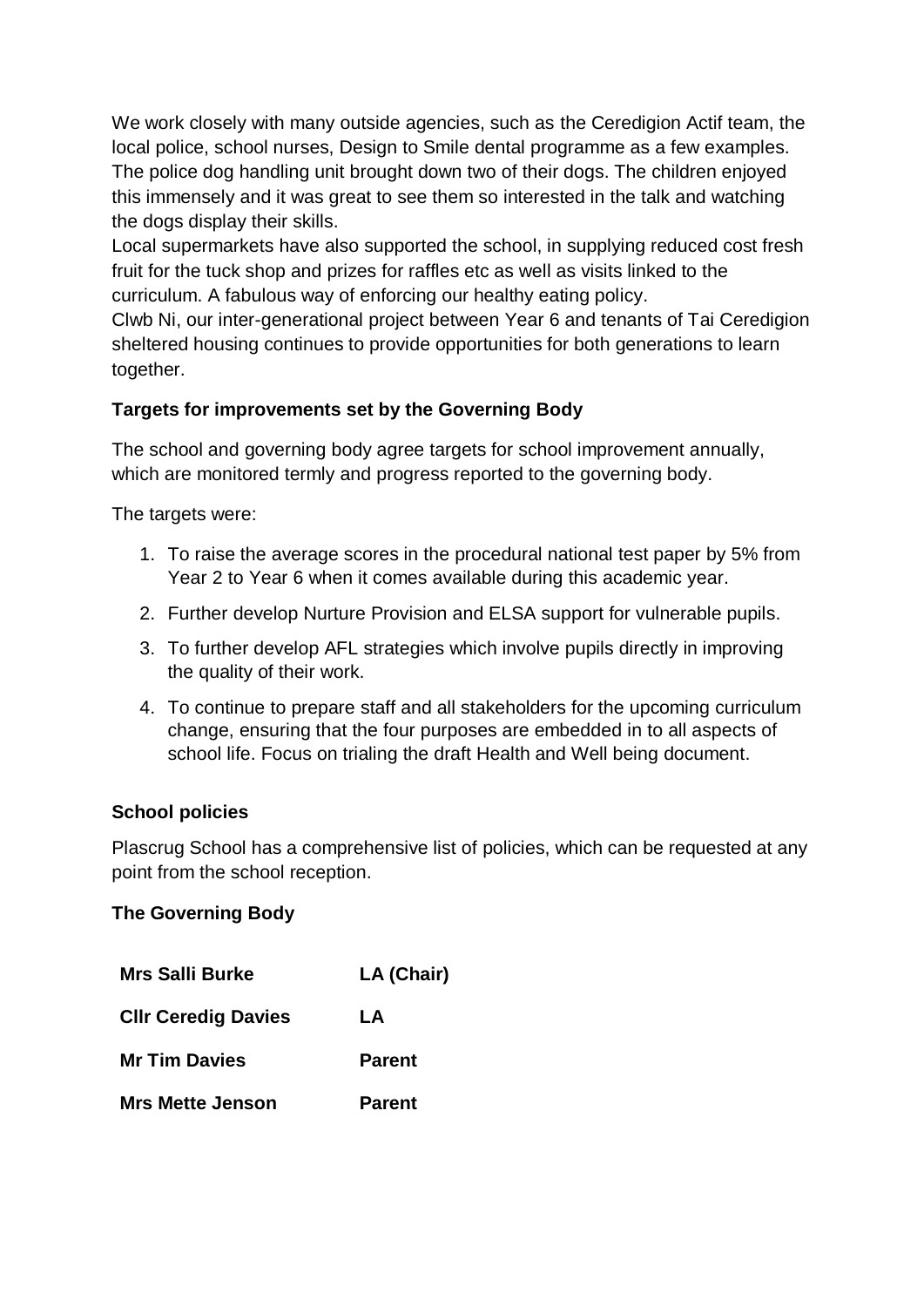We work closely with many outside agencies, such as the Ceredigion Actif team, the local police, school nurses, Design to Smile dental programme as a few examples. The police dog handling unit brought down two of their dogs. The children enjoyed this immensely and it was great to see them so interested in the talk and watching the dogs display their skills.

Local supermarkets have also supported the school, in supplying reduced cost fresh fruit for the tuck shop and prizes for raffles etc as well as visits linked to the curriculum. A fabulous way of enforcing our healthy eating policy.

Clwb Ni, our inter-generational project between Year 6 and tenants of Tai Ceredigion sheltered housing continues to provide opportunities for both generations to learn together.

**Targets for improvements set by the Governing Body**

The school and governing body agree targets for school improvement annually, which are monitored termly and progress reported to the governing body.

The targets were:

1. To raise the average scores in the procedural national test paper by 5% from Year 2 to Year 6 when it comes available during this academic year.
2. Further develop Nurture Provision and ELSA support for vulnerable pupils.
3. To further develop AFL strategies which involve pupils directly in improving the quality of their work.
4. To continue to prepare staff and all stakeholders for the upcoming curriculum change, ensuring that the four purposes are embedded in to all aspects of school life. Focus on trialing the draft Health and Well being document.

**School policies**

Plascrug School has a comprehensive list of policies, which can be requested at any point from the school reception.

**The Governing Body**

| | |
|---|---|
| **Mrs Salli Burke** | **LA (Chair)** |
| **Cllr Ceredig Davies** | **LA** |
| **Mr Tim Davies** | **Parent** |
| **Mrs Mette Jenson** | **Parent** |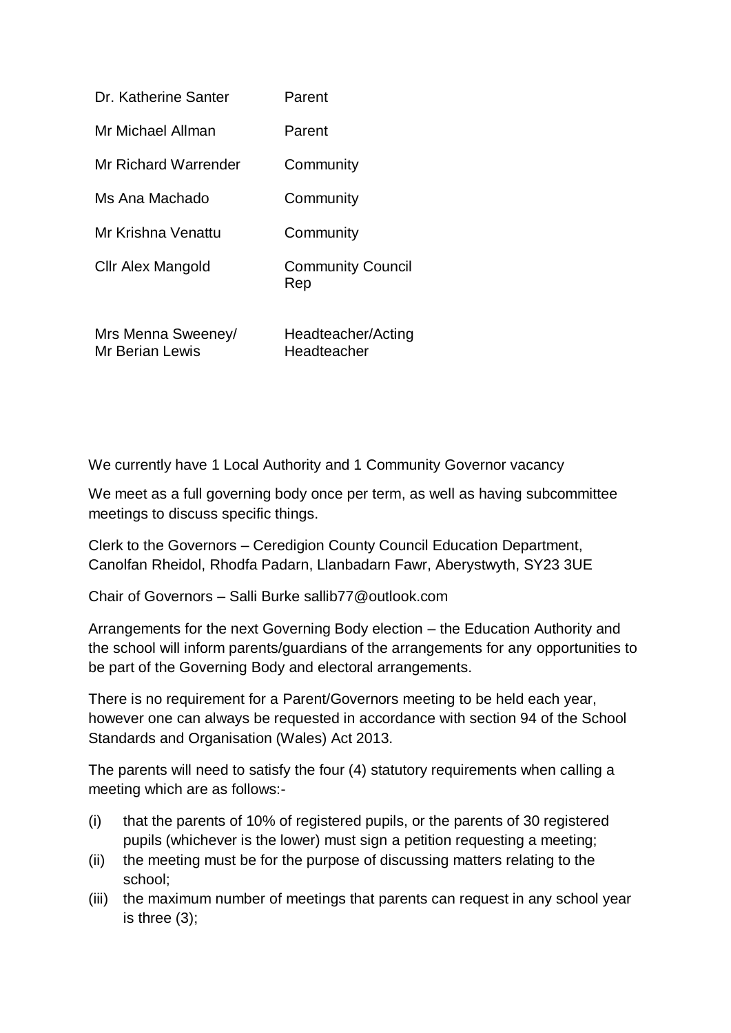| | |
|---|---|
| Dr. Katherine Santer | Parent |
| Mr Michael Allman | Parent |
| Mr Richard Warrender | Community |
| Ms Ana Machado | Community |
| Mr Krishna Venattu | Community |
| Cllr Alex Mangold | Community Council Rep |
| Mrs Menna Sweeney/ Mr Berian Lewis | Headteacher/Acting Headteacher |

We currently have 1 Local Authority and 1 Community Governor vacancy

We meet as a full governing body once per term, as well as having subcommittee meetings to discuss specific things.

Clerk to the Governors – Ceredigion County Council Education Department, Canolfan Rheidol, Rhodfa Padarn, Llanbadarn Fawr, Aberystwyth, SY23 3UE

Chair of Governors – Salli Burke sallib77@outlook.com

Arrangements for the next Governing Body election – the Education Authority and the school will inform parents/guardians of the arrangements for any opportunities to be part of the Governing Body and electoral arrangements.

There is no requirement for a Parent/Governors meeting to be held each year, however one can always be requested in accordance with section 94 of the School Standards and Organisation (Wales) Act 2013.

The parents will need to satisfy the four (4) statutory requirements when calling a meeting which are as follows:-

(i) that the parents of 10% of registered pupils, or the parents of 30 registered pupils (whichever is the lower) must sign a petition requesting a meeting;

(ii) the meeting must be for the purpose of discussing matters relating to the school;

(iii) the maximum number of meetings that parents can request in any school year is three (3);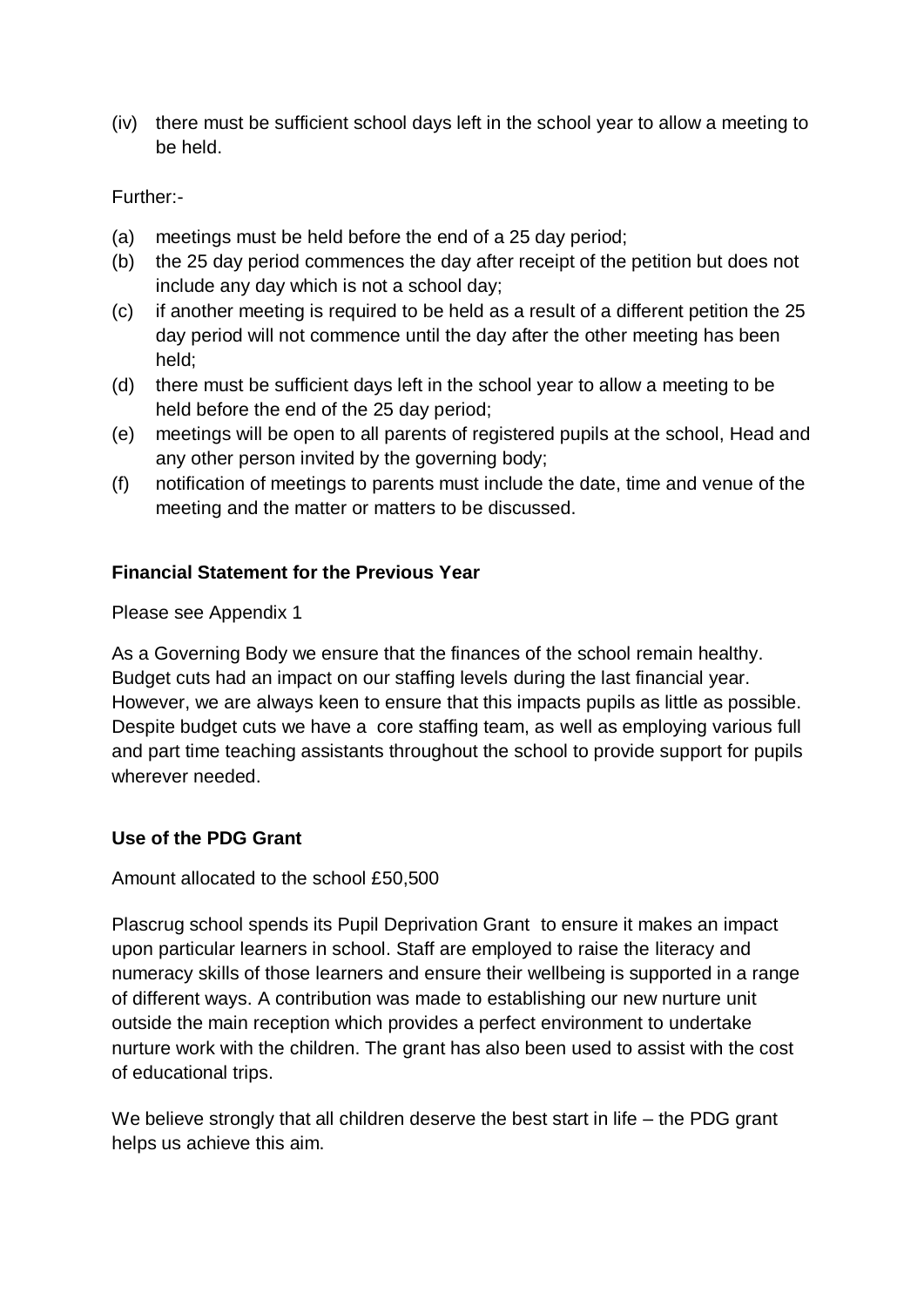(iv) there must be sufficient school days left in the school year to allow a meeting to be held.

Further:-

(a) meetings must be held before the end of a 25 day period;
(b) the 25 day period commences the day after receipt of the petition but does not include any day which is not a school day;
(c) if another meeting is required to be held as a result of a different petition the 25 day period will not commence until the day after the other meeting has been held;
(d) there must be sufficient days left in the school year to allow a meeting to be held before the end of the 25 day period;
(e) meetings will be open to all parents of registered pupils at the school, Head and any other person invited by the governing body;
(f) notification of meetings to parents must include the date, time and venue of the meeting and the matter or matters to be discussed.

**Financial Statement for the Previous Year**

Please see Appendix 1

As a Governing Body we ensure that the finances of the school remain healthy. Budget cuts had an impact on our staffing levels during the last financial year. However, we are always keen to ensure that this impacts pupils as little as possible. Despite budget cuts we have a core staffing team, as well as employing various full and part time teaching assistants throughout the school to provide support for pupils wherever needed.

**Use of the PDG Grant**

Amount allocated to the school £50,500

Plascrug school spends its Pupil Deprivation Grant to ensure it makes an impact upon particular learners in school. Staff are employed to raise the literacy and numeracy skills of those learners and ensure their wellbeing is supported in a range of different ways. A contribution was made to establishing our new nurture unit outside the main reception which provides a perfect environment to undertake nurture work with the children. The grant has also been used to assist with the cost of educational trips.

We believe strongly that all children deserve the best start in life – the PDG grant helps us achieve this aim.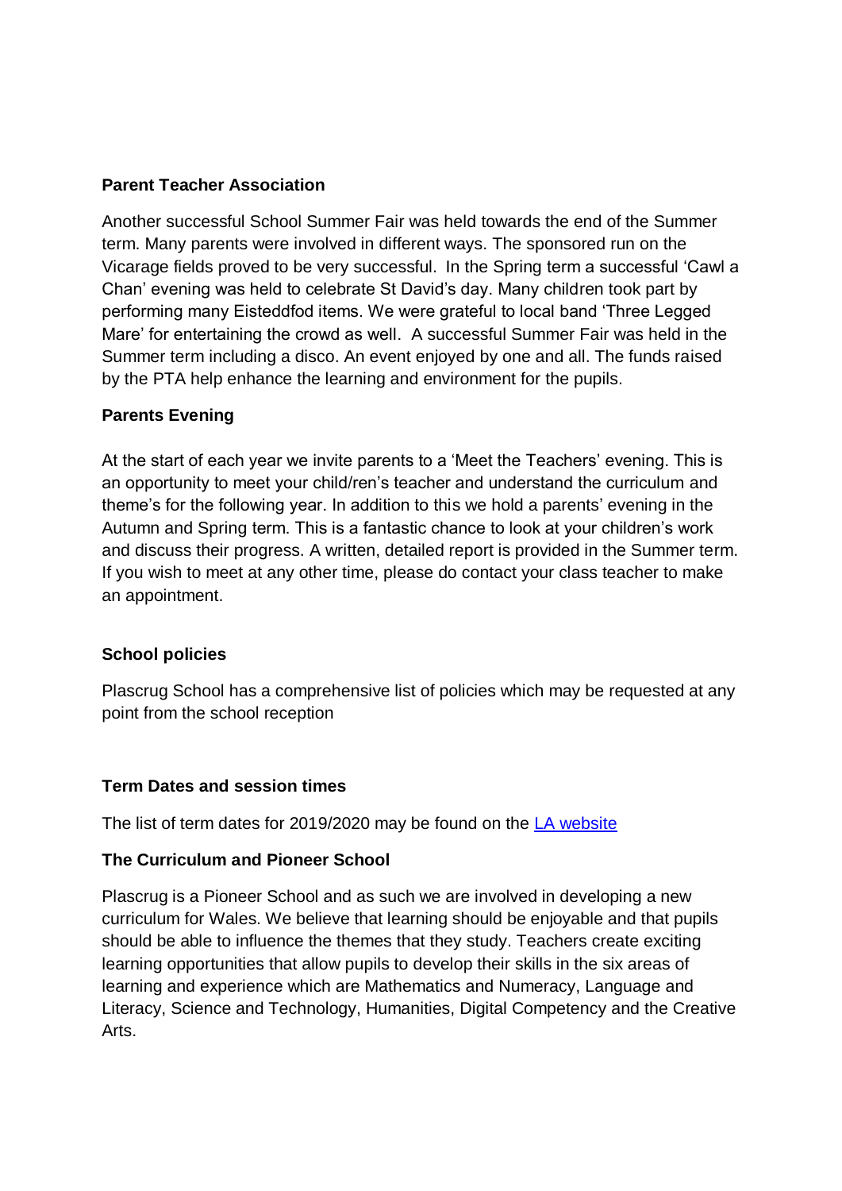## Parent Teacher Association

Another successful School Summer Fair was held towards the end of the Summer term. Many parents were involved in different ways. The sponsored run on the Vicarage fields proved to be very successful. In the Spring term a successful 'Cawl a Chan' evening was held to celebrate St David's day. Many children took part by performing many Eisteddfod items. We were grateful to local band 'Three Legged Mare' for entertaining the crowd as well. A successful Summer Fair was held in the Summer term including a disco. An event enjoyed by one and all. The funds raised by the PTA help enhance the learning and environment for the pupils.

## Parents Evening

At the start of each year we invite parents to a 'Meet the Teachers' evening. This is an opportunity to meet your child/ren's teacher and understand the curriculum and theme's for the following year. In addition to this we hold a parents' evening in the Autumn and Spring term. This is a fantastic chance to look at your children's work and discuss their progress. A written, detailed report is provided in the Summer term. If you wish to meet at any other time, please do contact your class teacher to make an appointment.

## School policies

Plascrug School has a comprehensive list of policies which may be requested at any point from the school reception

## Term Dates and session times

The list of term dates for 2019/2020 may be found on the LA website

## The Curriculum and Pioneer School

Plascrug is a Pioneer School and as such we are involved in developing a new curriculum for Wales. We believe that learning should be enjoyable and that pupils should be able to influence the themes that they study. Teachers create exciting learning opportunities that allow pupils to develop their skills in the six areas of learning and experience which are Mathematics and Numeracy, Language and Literacy, Science and Technology, Humanities, Digital Competency and the Creative Arts.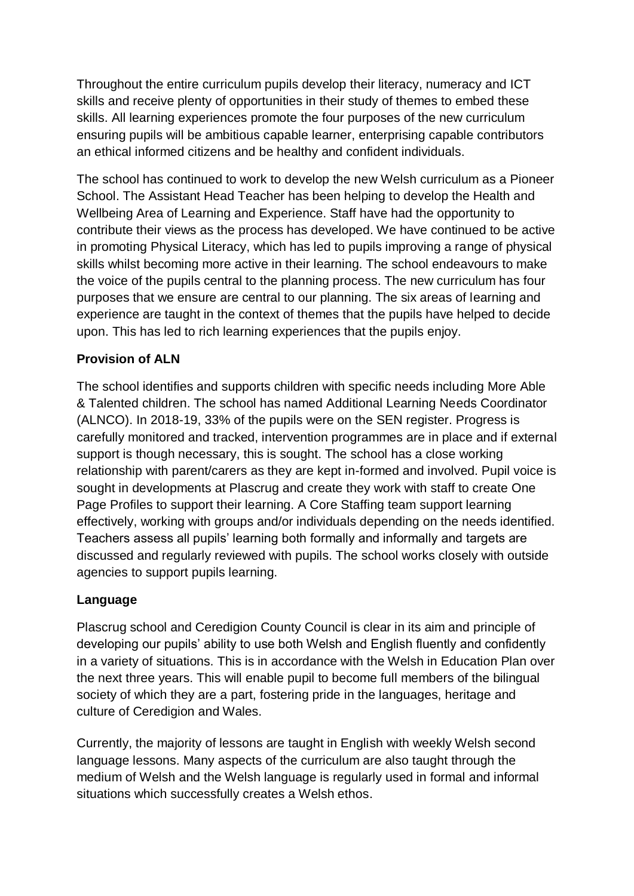Throughout the entire curriculum pupils develop their literacy, numeracy and ICT skills and receive plenty of opportunities in their study of themes to embed these skills. All learning experiences promote the four purposes of the new curriculum ensuring pupils will be ambitious capable learner, enterprising capable contributors an ethical informed citizens and be healthy and confident individuals.

The school has continued to work to develop the new Welsh curriculum as a Pioneer School. The Assistant Head Teacher has been helping to develop the Health and Wellbeing Area of Learning and Experience. Staff have had the opportunity to contribute their views as the process has developed. We have continued to be active in promoting Physical Literacy, which has led to pupils improving a range of physical skills whilst becoming more active in their learning. The school endeavours to make the voice of the pupils central to the planning process. The new curriculum has four purposes that we ensure are central to our planning. The six areas of learning and experience are taught in the context of themes that the pupils have helped to decide upon. This has led to rich learning experiences that the pupils enjoy.

**Provision of ALN**

The school identifies and supports children with specific needs including More Able & Talented children. The school has named Additional Learning Needs Coordinator (ALNCO). In 2018-19, 33% of the pupils were on the SEN register. Progress is carefully monitored and tracked, intervention programmes are in place and if external support is though necessary, this is sought. The school has a close working relationship with parent/carers as they are kept in-formed and involved. Pupil voice is sought in developments at Plascrug and create they work with staff to create One Page Profiles to support their learning. A Core Staffing team support learning effectively, working with groups and/or individuals depending on the needs identified. Teachers assess all pupils' learning both formally and informally and targets are discussed and regularly reviewed with pupils. The school works closely with outside agencies to support pupils learning.

**Language**

Plascrug school and Ceredigion County Council is clear in its aim and principle of developing our pupils' ability to use both Welsh and English fluently and confidently in a variety of situations. This is in accordance with the Welsh in Education Plan over the next three years. This will enable pupil to become full members of the bilingual society of which they are a part, fostering pride in the languages, heritage and culture of Ceredigion and Wales.

Currently, the majority of lessons are taught in English with weekly Welsh second language lessons. Many aspects of the curriculum are also taught through the medium of Welsh and the Welsh language is regularly used in formal and informal situations which successfully creates a Welsh ethos.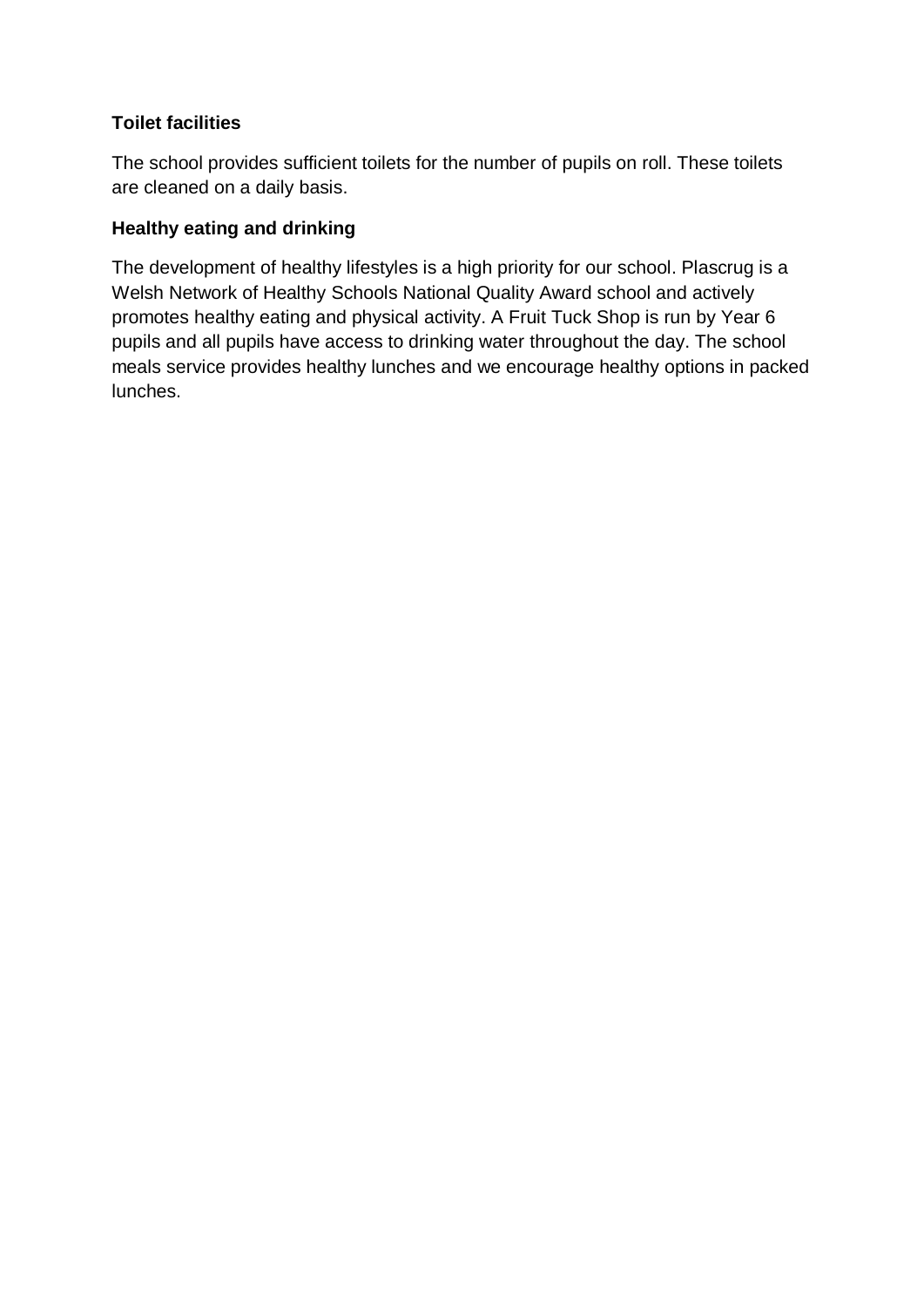**Toilet facilities**

The school provides sufficient toilets for the number of pupils on roll. These toilets are cleaned on a daily basis.

**Healthy eating and drinking**

The development of healthy lifestyles is a high priority for our school. Plascrug is a Welsh Network of Healthy Schools National Quality Award school and actively promotes healthy eating and physical activity. A Fruit Tuck Shop is run by Year 6 pupils and all pupils have access to drinking water throughout the day. The school meals service provides healthy lunches and we encourage healthy options in packed lunches.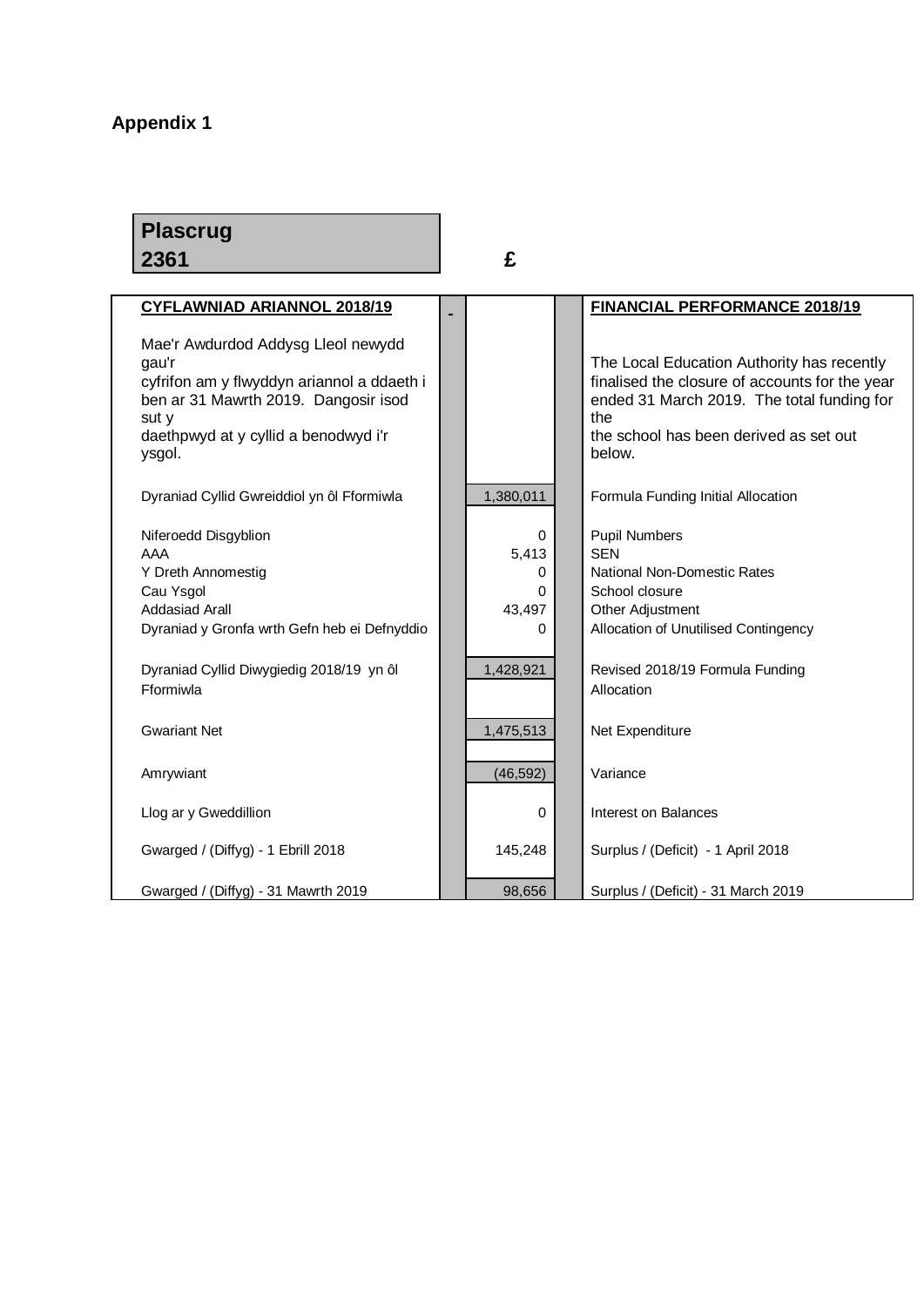**Appendix 1**

**Plascrug**
**2361**

| CYFLAWNIAD ARIANNOL 2018/19 | £ | FINANCIAL PERFORMANCE 2018/19 |
|---|---|---|
| Mae'r Awdurdod Addysg Lleol newydd gau'r cyfrifon am y flwyddyn ariannol a ddaeth i ben ar 31 Mawrth 2019. Dangosir isod sut y daethpwyd at y cyllid a benodwyd i'r ysgol. | | The Local Education Authority has recently finalised the closure of accounts for the year ended 31 March 2019. The total funding for the the school has been derived as set out below. |
| Dyraniad Cyllid Gwreiddiol yn ôl Fformiwla | 1,380,011 | Formula Funding Initial Allocation |
| Niferoedd Disgyblion | 0 | Pupil Numbers |
| AAA | 5,413 | SEN |
| Y Dreth Annomestig | 0 | National Non-Domestic Rates |
| Cau Ysgol | 0 | School closure |
| Addasiad Arall | 43,497 | Other Adjustment |
| Dyraniad y Gronfa wrth Gefn heb ei Defnyddio | 0 | Allocation of Unutilised Contingency |
| Dyraniad Cyllid Diwygiedig 2018/19 yn ôl Fformiwla | 1,428,921 | Revised 2018/19 Formula Funding Allocation |
| Gwariant Net | 1,475,513 | Net Expenditure |
| Amrywiant | (46,592) | Variance |
| Llog ar y Gweddillion | 0 | Interest on Balances |
| Gwarged / (Diffyg) - 1 Ebrill 2018 | 145,248 | Surplus / (Deficit) - 1 April 2018 |
| Gwarged / (Diffyg) - 31 Mawrth 2019 | 98,656 | Surplus / (Deficit) - 31 March 2019 |